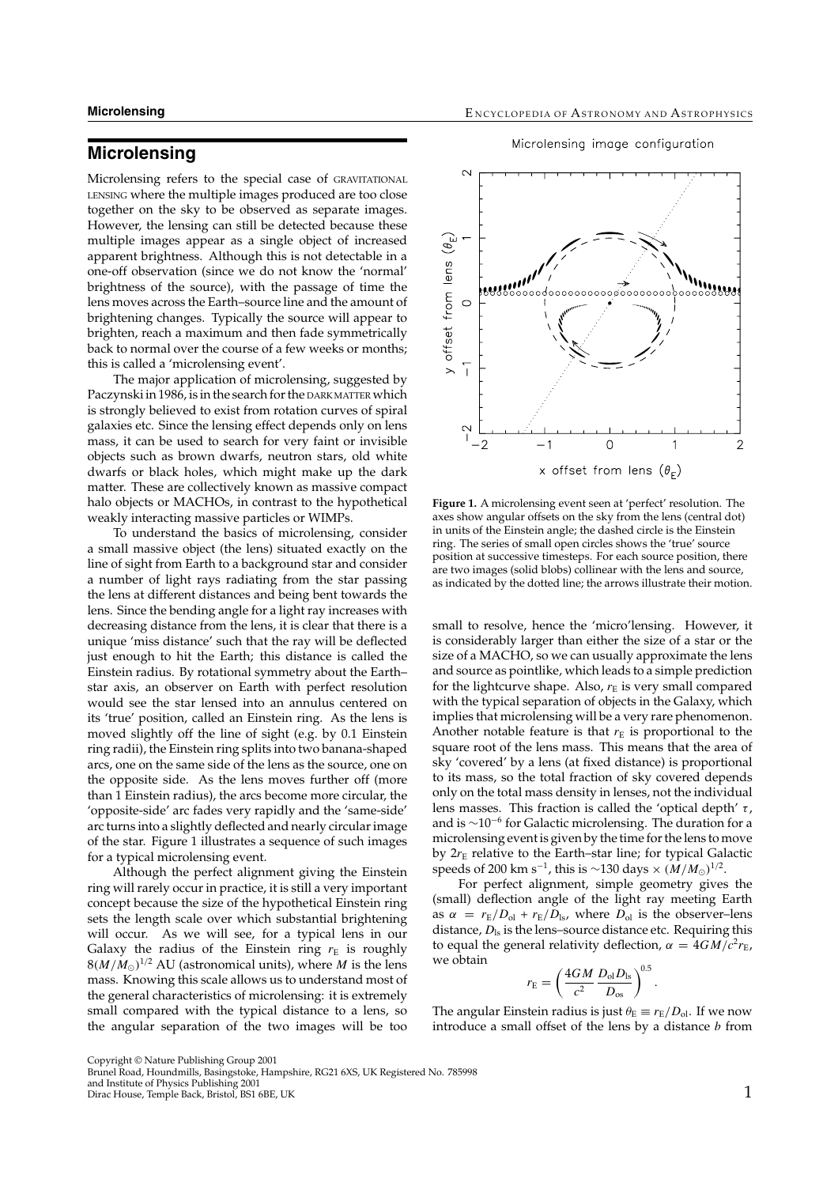# Microlensing

Microlensing refers to the special case of GRAVITATIONAL LENSING where the multiple images produced are too close together on the sky to be observed as separate images. However, the lensing can still be detected because these multiple images appear as a single object of increased apparent brightness. Although this is not detectable in a one-off observation (since we do not know the 'normal' brightness of the source), with the passage of time the lens moves across the Earth–source line and the amount of brightening changes. Typically the source will appear to brighten, reach a maximum and then fade symmetrically back to normal over the course of a few weeks or months; this is called a 'microlensing event'.

The major application of microlensing, suggested by Paczynski in 1986, is in the search for the DARK MATTER which is strongly believed to exist from rotation curves of spiral galaxies etc. Since the lensing effect depends only on lens mass, it can be used to search for very faint or invisible objects such as brown dwarfs, neutron stars, old white dwarfs or black holes, which might make up the dark matter. These are collectively known as massive compact halo objects or MACHOs, in contrast to the hypothetical weakly interacting massive particles or WIMPs.

To understand the basics of microlensing, consider a small massive object (the lens) situated exactly on the line of sight from Earth to a background star and consider a number of light rays radiating from the star passing the lens at different distances and being bent towards the lens. Since the bending angle for a light ray increases with decreasing distance from the lens, it is clear that there is a unique 'miss distance' such that the ray will be deflected just enough to hit the Earth; this distance is called the Einstein radius. By rotational symmetry about the Earth–star axis, an observer on Earth with perfect resolution would see the star lensed into an annulus centered on its 'true' position, called an Einstein ring. As the lens is moved slightly off the line of sight (e.g. by 0.1 Einstein ring radii), the Einstein ring splits into two banana-shaped arcs, one on the same side of the lens as the source, one on the opposite side. As the lens moves further off (more than 1 Einstein radius), the arcs become more circular, the 'opposite-side' arc fades very rapidly and the 'same-side' arc turns into a slightly deflected and nearly circular image of the star. Figure 1 illustrates a sequence of such images for a typical microlensing event.

Although the perfect alignment giving the Einstein ring will rarely occur in practice, it is still a very important concept because the size of the hypothetical Einstein ring sets the length scale over which substantial brightening will occur. As we will see, for a typical lens in our Galaxy the radius of the Einstein ring $r_E$ is roughly $8(M/M_\odot)^{1/2}$ AU (astronomical units), where $M$ is the lens mass. Knowing this scale allows us to understand most of the general characteristics of microlensing: it is extremely small compared with the typical distance to a lens, so the angular separation of the two images will be too small to resolve, hence the 'micro'lensing. However, it is considerably larger than either the size of a star or the size of a MACHO, so we can usually approximate the lens and source as pointlike, which leads to a simple prediction for the lightcurve shape. Also, $r_E$ is very small compared with the typical separation of objects in the Galaxy, which implies that microlensing will be a very rare phenomenon. Another notable feature is that $r_E$ is proportional to the square root of the lens mass. This means that the area of sky 'covered' by a lens (at fixed distance) is proportional to its mass, so the total fraction of sky covered depends only on the total mass density in lenses, not the individual lens masses. This fraction is called the 'optical depth' $\tau$, and is $\sim 10^{-6}$ for Galactic microlensing. The duration for a microlensing event is given by the time for the lens to move by $2r_E$ relative to the Earth–star line; for typical Galactic speeds of 200 km s$^{-1}$, this is $\sim$130 days $\times$ $(M/M_\odot)^{1/2}$.

Microlensing image configuration

**Figure 1.** A microlensing event seen at 'perfect' resolution. The axes show angular offsets on the sky from the lens (central dot) in units of the Einstein angle; the dashed circle is the Einstein ring. The series of small open circles shows the 'true' source position at successive timesteps. For each source position, there are two images (solid blobs) collinear with the lens and source, as indicated by the dotted line; the arrows illustrate their motion.

For perfect alignment, simple geometry gives the (small) deflection angle of the light ray meeting Earth as $\alpha = r_E/D_{ol} + r_E/D_{ls}$, where $D_{ol}$ is the observer–lens distance, $D_{ls}$ is the lens–source distance etc. Requiring this to equal the general relativity deflection, $\alpha = 4GM/c^2 r_E$, we obtain

$$r_E = \left( \frac{4GM}{c^2} \frac{D_{ol} D_{ls}}{D_{os}} \right)^{0.5}.$$

The angular Einstein radius is just $\theta_E \equiv r_E/D_{ol}$. If we now introduce a small offset of the lens by a distance $b$ from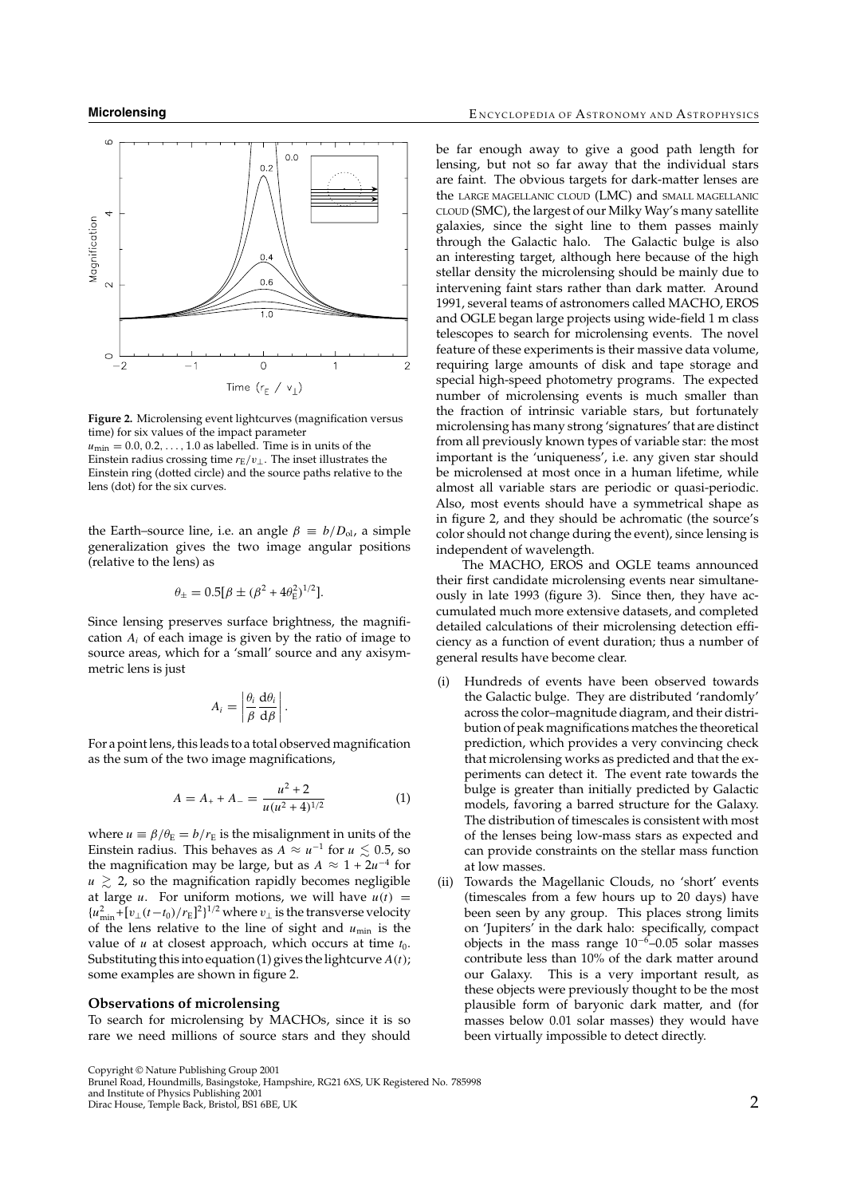**Figure 2.** Microlensing event lightcurves (magnification versus time) for six values of the impact parameter $u_{\rm min} = 0.0, 0.2, \ldots, 1.0$ as labelled. Time is in units of the Einstein radius crossing time $r_{\rm E}/v_\perp$. The inset illustrates the Einstein ring (dotted circle) and the source paths relative to the lens (dot) for the six curves.

the Earth–source line, i.e. an angle $\beta \equiv b/D_{\rm ol}$, a simple generalization gives the two image angular positions (relative to the lens) as

$$\theta_\pm = 0.5[\beta \pm (\beta^2 + 4\theta_{\rm E}^2)^{1/2}].$$

Since lensing preserves surface brightness, the magnification $A_i$ of each image is given by the ratio of image to source areas, which for a 'small' source and any axisymmetric lens is just

$$A_i = \left| \frac{\theta_i}{\beta} \frac{{\rm d}\theta_i}{{\rm d}\beta} \right| .$$

For a point lens, this leads to a total observed magnification as the sum of the two image magnifications,

$$A = A_+ + A_- = \frac{u^2 + 2}{u(u^2 + 4)^{1/2}} \tag{1}$$

where $u \equiv \beta/\theta_{\rm E} = b/r_{\rm E}$ is the misalignment in units of the Einstein radius. This behaves as $A \approx u^{-1}$ for $u \lesssim 0.5$, so the magnification may be large, but as $A \approx 1 + 2u^{-4}$ for $u \gtrsim 2$, so the magnification rapidly becomes negligible at large $u$. For uniform motions, we will have $u(t) = \{u_{\rm min}^2 + [v_\perp(t - t_0)/r_{\rm E}]^2\}^{1/2}$ where $v_\perp$ is the transverse velocity of the lens relative to the line of sight and $u_{\rm min}$ is the value of $u$ at closest approach, which occurs at time $t_0$. Substituting this into equation (1) gives the lightcurve $A(t)$; some examples are shown in figure 2.

### Observations of microlensing

To search for microlensing by MACHOs, since it is so rare we need millions of source stars and they should be far enough away to give a good path length for lensing, but not so far away that the individual stars are faint. The obvious targets for dark-matter lenses are the LARGE MAGELLANIC CLOUD (LMC) and SMALL MAGELLANIC CLOUD (SMC), the largest of our Milky Way's many satellite galaxies, since the sight line to them passes mainly through the Galactic halo. The Galactic bulge is also an interesting target, although here because of the high stellar density the microlensing should be mainly due to intervening faint stars rather than dark matter. Around 1991, several teams of astronomers called MACHO, EROS and OGLE began large projects using wide-field 1 m class telescopes to search for microlensing events. The novel feature of these experiments is their massive data volume, requiring large amounts of disk and tape storage and special high-speed photometry programs. The expected number of microlensing events is much smaller than the fraction of intrinsic variable stars, but fortunately microlensing has many strong 'signatures' that are distinct from all previously known types of variable star: the most important is the 'uniqueness', i.e. any given star should be microlensed at most once in a human lifetime, while almost all variable stars are periodic or quasi-periodic. Also, most events should have a symmetrical shape as in figure 2, and they should be achromatic (the source's color should not change during the event), since lensing is independent of wavelength.

The MACHO, EROS and OGLE teams announced their first candidate microlensing events near simultaneously in late 1993 (figure 3). Since then, they have accumulated much more extensive datasets, and completed detailed calculations of their microlensing detection efficiency as a function of event duration; thus a number of general results have become clear.

(i) Hundreds of events have been observed towards the Galactic bulge. They are distributed 'randomly' across the color–magnitude diagram, and their distribution of peak magnifications matches the theoretical prediction, which provides a very convincing check that microlensing works as predicted and that the experiments can detect it. The event rate towards the bulge is greater than initially predicted by Galactic models, favoring a barred structure for the Galaxy. The distribution of timescales is consistent with most of the lenses being low-mass stars as expected and can provide constraints on the stellar mass function at low masses.

(ii) Towards the Magellanic Clouds, no 'short' events (timescales from a few hours up to 20 days) have been seen by any group. This places strong limits on 'Jupiters' in the dark halo: specifically, compact objects in the mass range $10^{-6}$–0.05 solar masses contribute less than 10% of the dark matter around our Galaxy. This is a very important result, as these objects were previously thought to be the most plausible form of baryonic dark matter, and (for masses below 0.01 solar masses) they would have been virtually impossible to detect directly.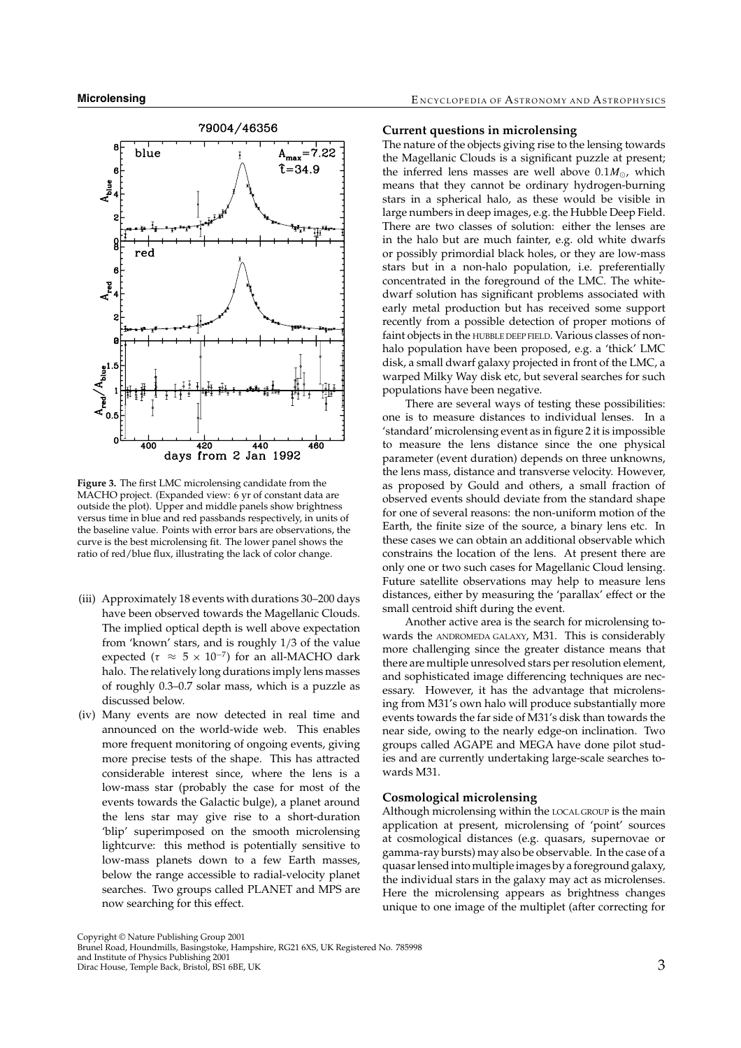**Figure 3.** The first LMC microlensing candidate from the MACHO project. (Expanded view: 6 yr of constant data are outside the plot). Upper and middle panels show brightness versus time in blue and red passbands respectively, in units of the baseline value. Points with error bars are observations, the curve is the best microlensing fit. The lower panel shows the ratio of red/blue flux, illustrating the lack of color change.

(iii) Approximately 18 events with durations 30–200 days have been observed towards the Magellanic Clouds. The implied optical depth is well above expectation from 'known' stars, and is roughly 1/3 of the value expected ($\tau \approx 5 \times 10^{-7}$) for an all-MACHO dark halo. The relatively long durations imply lens masses of roughly 0.3–0.7 solar mass, which is a puzzle as discussed below.

(iv) Many events are now detected in real time and announced on the world-wide web. This enables more frequent monitoring of ongoing events, giving more precise tests of the shape. This has attracted considerable interest since, where the lens is a low-mass star (probably the case for most of the events towards the Galactic bulge), a planet around the lens star may give rise to a short-duration 'blip' superimposed on the smooth microlensing lightcurve: this method is potentially sensitive to low-mass planets down to a few Earth masses, below the range accessible to radial-velocity planet searches. Two groups called PLANET and MPS are now searching for this effect.

### Current questions in microlensing

The nature of the objects giving rise to the lensing towards the Magellanic Clouds is a significant puzzle at present; the inferred lens masses are well above $0.1M_{\odot}$, which means that they cannot be ordinary hydrogen-burning stars in a spherical halo, as these would be visible in large numbers in deep images, e.g. the Hubble Deep Field. There are two classes of solution: either the lenses are in the halo but are much fainter, e.g. old white dwarfs or possibly primordial black holes, or they are low-mass stars but in a non-halo population, i.e. preferentially concentrated in the foreground of the LMC. The white-dwarf solution has significant problems associated with early metal production but has received some support recently from a possible detection of proper motions of faint objects in the HUBBLE DEEP FIELD. Various classes of non-halo population have been proposed, e.g. a 'thick' LMC disk, a small dwarf galaxy projected in front of the LMC, a warped Milky Way disk etc, but several searches for such populations have been negative.

There are several ways of testing these possibilities: one is to measure distances to individual lenses. In a 'standard' microlensing event as in figure 2 it is impossible to measure the lens distance since the one physical parameter (event duration) depends on three unknowns, the lens mass, distance and transverse velocity. However, as proposed by Gould and others, a small fraction of observed events should deviate from the standard shape for one of several reasons: the non-uniform motion of the Earth, the finite size of the source, a binary lens etc. In these cases we can obtain an additional observable which constrains the location of the lens. At present there are only one or two such cases for Magellanic Cloud lensing. Future satellite observations may help to measure lens distances, either by measuring the 'parallax' effect or the small centroid shift during the event.

Another active area is the search for microlensing towards the ANDROMEDA GALAXY, M31. This is considerably more challenging since the greater distance means that there are multiple unresolved stars per resolution element, and sophisticated image differencing techniques are necessary. However, it has the advantage that microlensing from M31's own halo will produce substantially more events towards the far side of M31's disk than towards the near side, owing to the nearly edge-on inclination. Two groups called AGAPE and MEGA have done pilot studies and are currently undertaking large-scale searches towards M31.

### Cosmological microlensing

Although microlensing within the LOCAL GROUP is the main application at present, microlensing of 'point' sources at cosmological distances (e.g. quasars, supernovae or gamma-ray bursts) may also be observable. In the case of a quasar lensed into multiple images by a foreground galaxy, the individual stars in the galaxy may act as microlenses. Here the microlensing appears as brightness changes unique to one image of the multiplet (after correcting for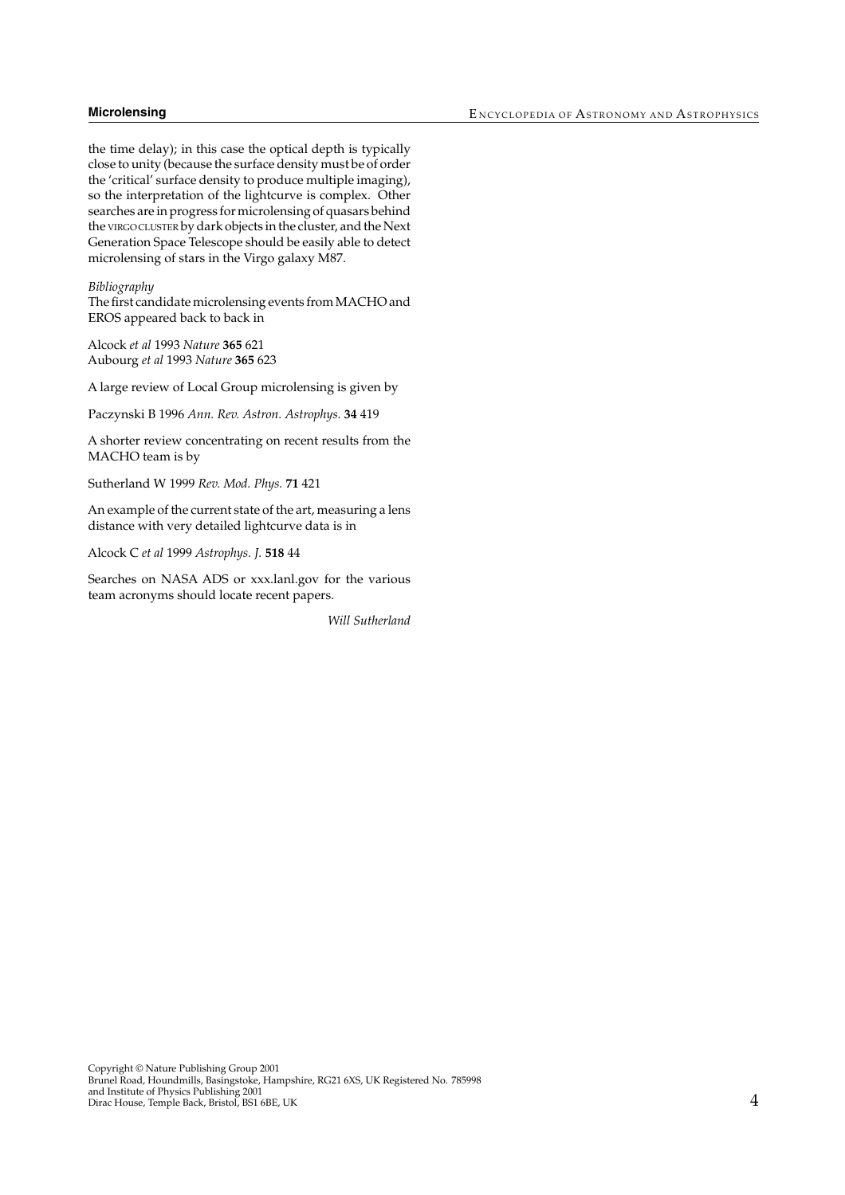the time delay); in this case the optical depth is typically close to unity (because the surface density must be of order the 'critical' surface density to produce multiple imaging), so the interpretation of the lightcurve is complex. Other searches are in progress for microlensing of quasars behind the VIRGO CLUSTER by dark objects in the cluster, and the Next Generation Space Telescope should be easily able to detect microlensing of stars in the Virgo galaxy M87.

*Bibliography*

The first candidate microlensing events from MACHO and EROS appeared back to back in

Alcock *et al* 1993 *Nature* **365** 621
Aubourg *et al* 1993 *Nature* **365** 623

A large review of Local Group microlensing is given by

Paczynski B 1996 *Ann. Rev. Astron. Astrophys.* **34** 419

A shorter review concentrating on recent results from the MACHO team is by

Sutherland W 1999 *Rev. Mod. Phys.* **71** 421

An example of the current state of the art, measuring a lens distance with very detailed lightcurve data is in

Alcock C *et al* 1999 *Astrophys. J.* **518** 44

Searches on NASA ADS or xxx.lanl.gov for the various team acronyms should locate recent papers.

*Will Sutherland*

Copyright © Nature Publishing Group 2001
Brunel Road, Houndmills, Basingstoke, Hampshire, RG21 6XS, UK Registered No. 785998
and Institute of Physics Publishing 2001
Dirac House, Temple Back, Bristol, BS1 6BE, UK